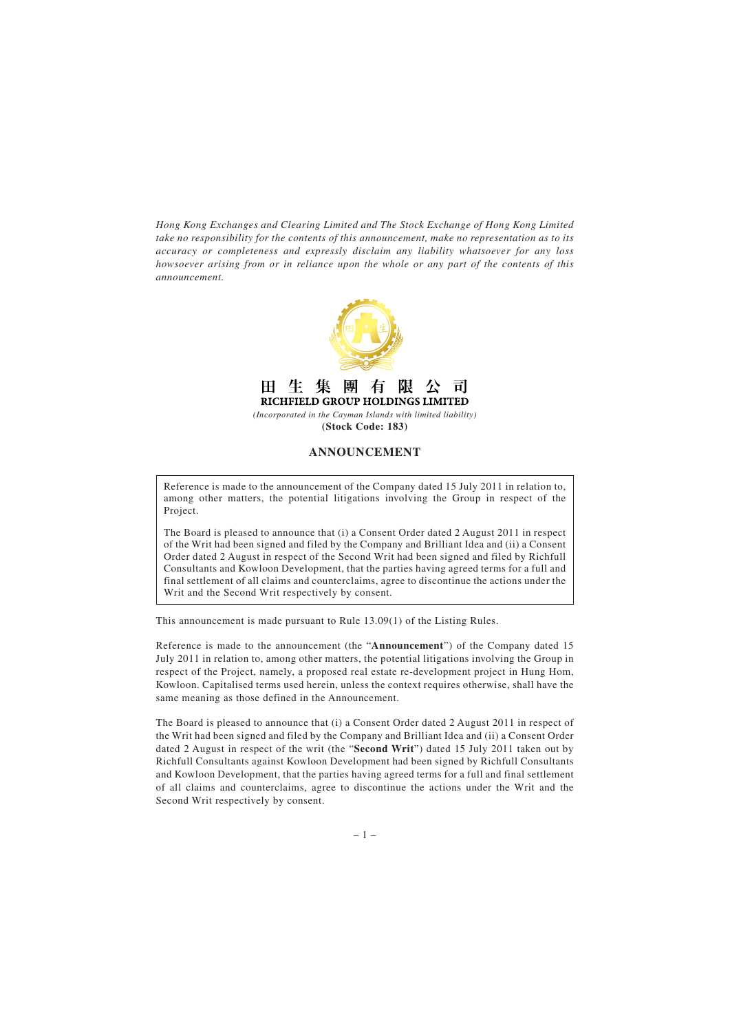*Hong Kong Exchanges and Clearing Limited and The Stock Exchange of Hong Kong Limited take no responsibility for the contents of this announcement, make no representation as to its accuracy or completeness and expressly disclaim any liability whatsoever for any loss howsoever arising from or in reliance upon the whole or any part of the contents of this announcement.*

**田 生 集 團 有 限 公 司**

**RICHFIELD GROUP HOLDINGS LIMITED**

*(Incorporated in the Cayman Islands with limited liability)*

**(Stock Code: 183)**

# ANNOUNCEMENT

> Reference is made to the announcement of the Company dated 15 July 2011 in relation to, among other matters, the potential litigations involving the Group in respect of the Project.
>
> The Board is pleased to announce that (i) a Consent Order dated 2 August 2011 in respect of the Writ had been signed and filed by the Company and Brilliant Idea and (ii) a Consent Order dated 2 August in respect of the Second Writ had been signed and filed by Richfull Consultants and Kowloon Development, that the parties having agreed terms for a full and final settlement of all claims and counterclaims, agree to discontinue the actions under the Writ and the Second Writ respectively by consent.

This announcement is made pursuant to Rule 13.09(1) of the Listing Rules.

Reference is made to the announcement (the "**Announcement**") of the Company dated 15 July 2011 in relation to, among other matters, the potential litigations involving the Group in respect of the Project, namely, a proposed real estate re-development project in Hung Hom, Kowloon. Capitalised terms used herein, unless the context requires otherwise, shall have the same meaning as those defined in the Announcement.

The Board is pleased to announce that (i) a Consent Order dated 2 August 2011 in respect of the Writ had been signed and filed by the Company and Brilliant Idea and (ii) a Consent Order dated 2 August in respect of the writ (the "**Second Writ**") dated 15 July 2011 taken out by Richfull Consultants against Kowloon Development had been signed by Richfull Consultants and Kowloon Development, that the parties having agreed terms for a full and final settlement of all claims and counterclaims, agree to discontinue the actions under the Writ and the Second Writ respectively by consent.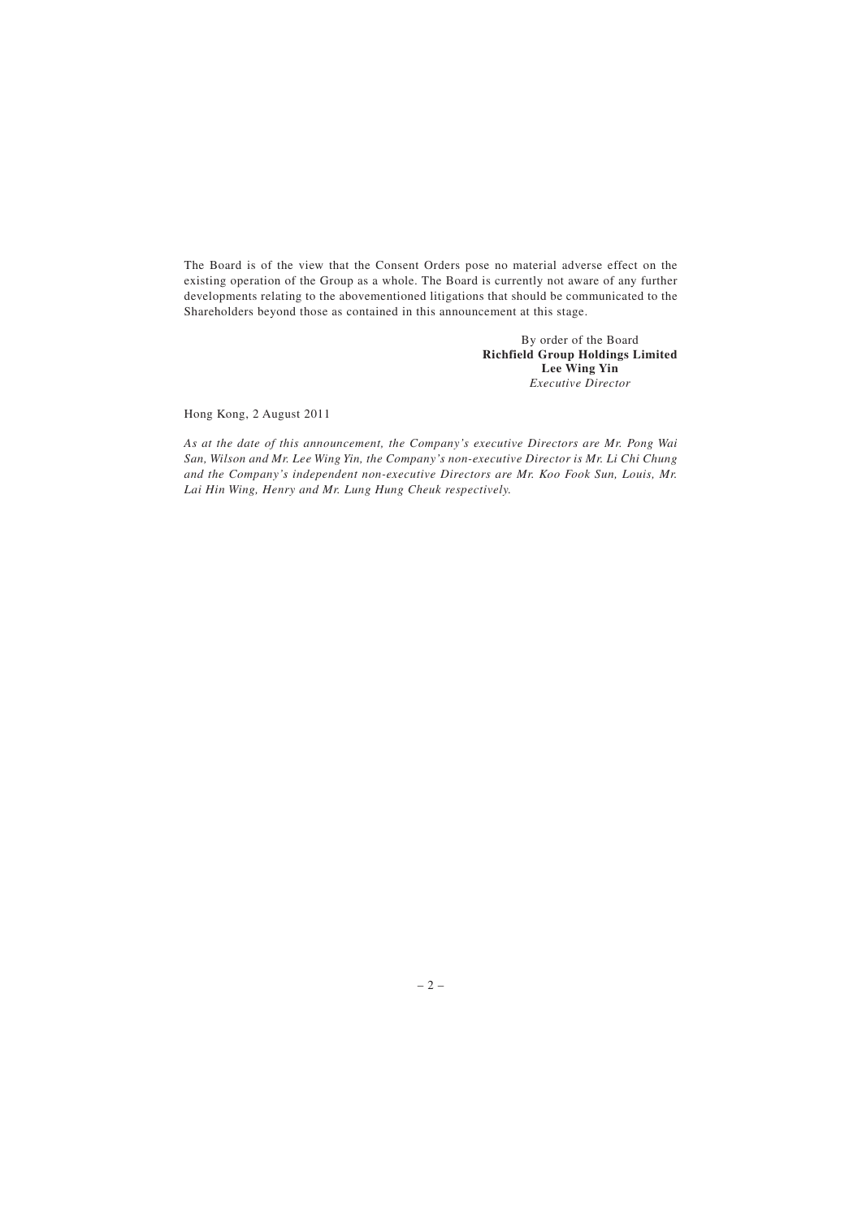The Board is of the view that the Consent Orders pose no material adverse effect on the existing operation of the Group as a whole. The Board is currently not aware of any further developments relating to the abovementioned litigations that should be communicated to the Shareholders beyond those as contained in this announcement at this stage.

By order of the Board
**Richfield Group Holdings Limited**
**Lee Wing Yin**
*Executive Director*

Hong Kong, 2 August 2011

*As at the date of this announcement, the Company's executive Directors are Mr. Pong Wai San, Wilson and Mr. Lee Wing Yin, the Company's non-executive Director is Mr. Li Chi Chung and the Company's independent non-executive Directors are Mr. Koo Fook Sun, Louis, Mr. Lai Hin Wing, Henry and Mr. Lung Hung Cheuk respectively.*